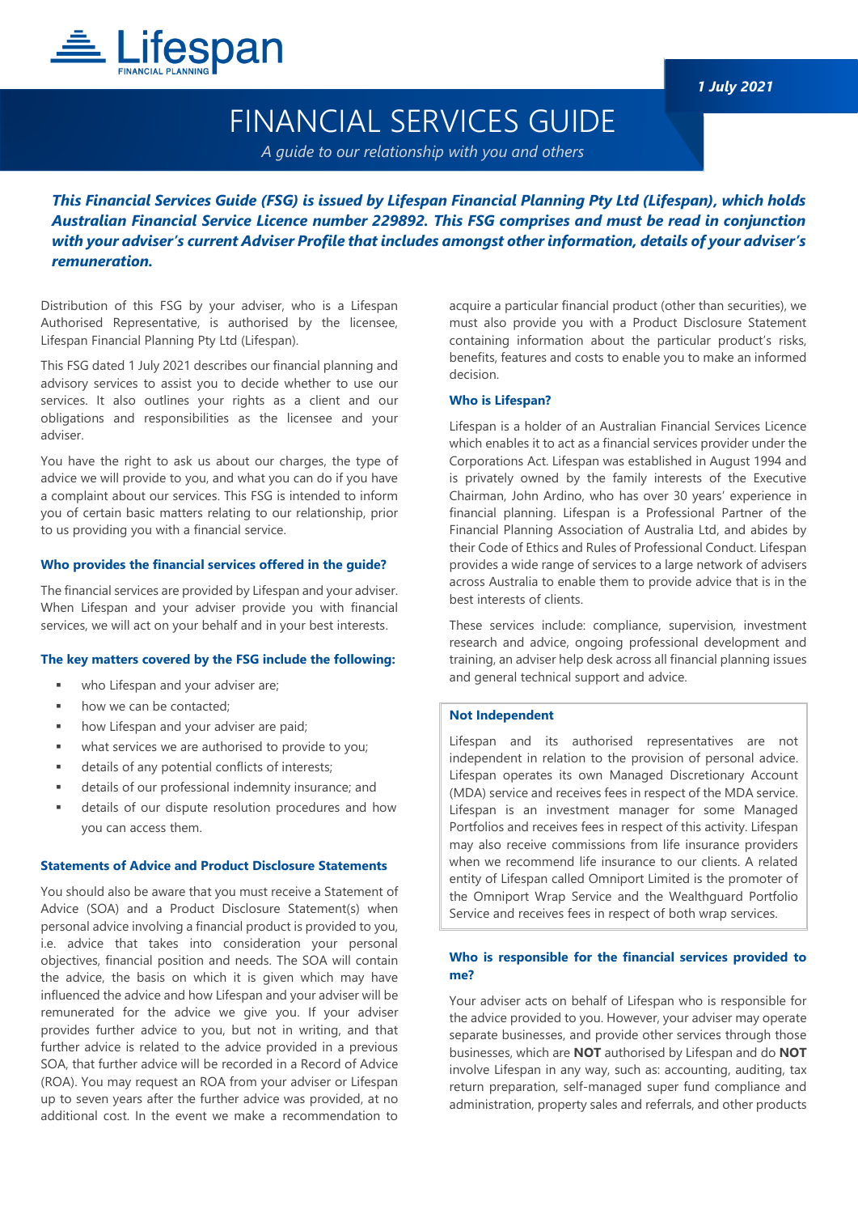Lifespan FINANCIAL PLANNING

*1 July 2021*

# FINANCIAL SERVICES GUIDE

*A guide to our relationship with you and others*

***This Financial Services Guide (FSG) is issued by Lifespan Financial Planning Pty Ltd (Lifespan), which holds Australian Financial Service Licence number 229892. This FSG comprises and must be read in conjunction with your adviser's current Adviser Profile that includes amongst other information, details of your adviser's remuneration.***

Distribution of this FSG by your adviser, who is a Lifespan Authorised Representative, is authorised by the licensee, Lifespan Financial Planning Pty Ltd (Lifespan).

This FSG dated 1 July 2021 describes our financial planning and advisory services to assist you to decide whether to use our services. It also outlines your rights as a client and our obligations and responsibilities as the licensee and your adviser.

You have the right to ask us about our charges, the type of advice we will provide to you, and what you can do if you have a complaint about our services. This FSG is intended to inform you of certain basic matters relating to our relationship, prior to us providing you with a financial service.

### Who provides the financial services offered in the guide?

The financial services are provided by Lifespan and your adviser. When Lifespan and your adviser provide you with financial services, we will act on your behalf and in your best interests.

### The key matters covered by the FSG include the following:

- who Lifespan and your adviser are;
- how we can be contacted;
- how Lifespan and your adviser are paid;
- what services we are authorised to provide to you;
- details of any potential conflicts of interests;
- details of our professional indemnity insurance; and
- details of our dispute resolution procedures and how you can access them.

### Statements of Advice and Product Disclosure Statements

You should also be aware that you must receive a Statement of Advice (SOA) and a Product Disclosure Statement(s) when personal advice involving a financial product is provided to you, i.e. advice that takes into consideration your personal objectives, financial position and needs. The SOA will contain the advice, the basis on which it is given which may have influenced the advice and how Lifespan and your adviser will be remunerated for the advice we give you. If your adviser provides further advice to you, but not in writing, and that further advice is related to the advice provided in a previous SOA, that further advice will be recorded in a Record of Advice (ROA). You may request an ROA from your adviser or Lifespan up to seven years after the further advice was provided, at no additional cost. In the event we make a recommendation to acquire a particular financial product (other than securities), we must also provide you with a Product Disclosure Statement containing information about the particular product's risks, benefits, features and costs to enable you to make an informed decision.

### Who is Lifespan?

Lifespan is a holder of an Australian Financial Services Licence which enables it to act as a financial services provider under the Corporations Act. Lifespan was established in August 1994 and is privately owned by the family interests of the Executive Chairman, John Ardino, who has over 30 years' experience in financial planning. Lifespan is a Professional Partner of the Financial Planning Association of Australia Ltd, and abides by their Code of Ethics and Rules of Professional Conduct. Lifespan provides a wide range of services to a large network of advisers across Australia to enable them to provide advice that is in the best interests of clients.

These services include: compliance, supervision, investment research and advice, ongoing professional development and training, an adviser help desk across all financial planning issues and general technical support and advice.

### Not Independent

Lifespan and its authorised representatives are not independent in relation to the provision of personal advice. Lifespan operates its own Managed Discretionary Account (MDA) service and receives fees in respect of the MDA service. Lifespan is an investment manager for some Managed Portfolios and receives fees in respect of this activity. Lifespan may also receive commissions from life insurance providers when we recommend life insurance to our clients. A related entity of Lifespan called Omniport Limited is the promoter of the Omniport Wrap Service and the Wealthguard Portfolio Service and receives fees in respect of both wrap services.

### Who is responsible for the financial services provided to me?

Your adviser acts on behalf of Lifespan who is responsible for the advice provided to you. However, your adviser may operate separate businesses, and provide other services through those businesses, which are **NOT** authorised by Lifespan and do **NOT** involve Lifespan in any way, such as: accounting, auditing, tax return preparation, self-managed super fund compliance and administration, property sales and referrals, and other products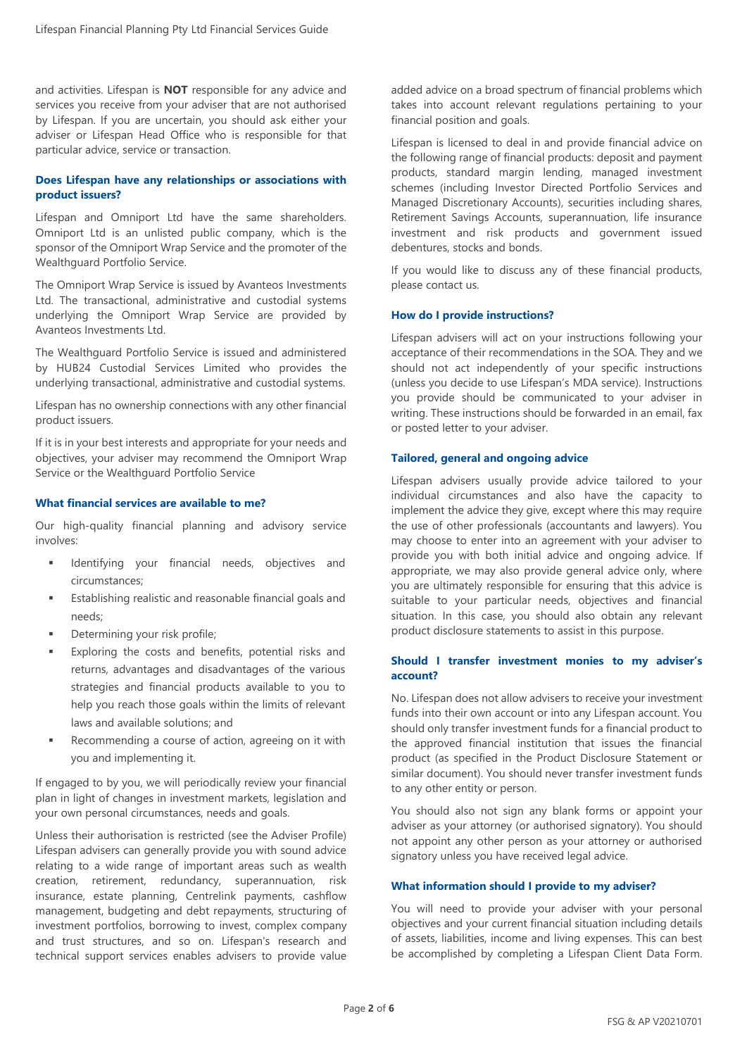and activities. Lifespan is **NOT** responsible for any advice and services you receive from your adviser that are not authorised by Lifespan. If you are uncertain, you should ask either your adviser or Lifespan Head Office who is responsible for that particular advice, service or transaction.

### Does Lifespan have any relationships or associations with product issuers?

Lifespan and Omniport Ltd have the same shareholders. Omniport Ltd is an unlisted public company, which is the sponsor of the Omniport Wrap Service and the promoter of the Wealthguard Portfolio Service.

The Omniport Wrap Service is issued by Avanteos Investments Ltd. The transactional, administrative and custodial systems underlying the Omniport Wrap Service are provided by Avanteos Investments Ltd.

The Wealthguard Portfolio Service is issued and administered by HUB24 Custodial Services Limited who provides the underlying transactional, administrative and custodial systems.

Lifespan has no ownership connections with any other financial product issuers.

If it is in your best interests and appropriate for your needs and objectives, your adviser may recommend the Omniport Wrap Service or the Wealthguard Portfolio Service

### What financial services are available to me?

Our high-quality financial planning and advisory service involves:

- Identifying your financial needs, objectives and circumstances;
- Establishing realistic and reasonable financial goals and needs;
- Determining your risk profile;
- Exploring the costs and benefits, potential risks and returns, advantages and disadvantages of the various strategies and financial products available to you to help you reach those goals within the limits of relevant laws and available solutions; and
- Recommending a course of action, agreeing on it with you and implementing it.

If engaged to by you, we will periodically review your financial plan in light of changes in investment markets, legislation and your own personal circumstances, needs and goals.

Unless their authorisation is restricted (see the Adviser Profile) Lifespan advisers can generally provide you with sound advice relating to a wide range of important areas such as wealth creation, retirement, redundancy, superannuation, risk insurance, estate planning, Centrelink payments, cashflow management, budgeting and debt repayments, structuring of investment portfolios, borrowing to invest, complex company and trust structures, and so on. Lifespan's research and technical support services enables advisers to provide value added advice on a broad spectrum of financial problems which takes into account relevant regulations pertaining to your financial position and goals.

Lifespan is licensed to deal in and provide financial advice on the following range of financial products: deposit and payment products, standard margin lending, managed investment schemes (including Investor Directed Portfolio Services and Managed Discretionary Accounts), securities including shares, Retirement Savings Accounts, superannuation, life insurance investment and risk products and government issued debentures, stocks and bonds.

If you would like to discuss any of these financial products, please contact us.

### How do I provide instructions?

Lifespan advisers will act on your instructions following your acceptance of their recommendations in the SOA. They and we should not act independently of your specific instructions (unless you decide to use Lifespan's MDA service). Instructions you provide should be communicated to your adviser in writing. These instructions should be forwarded in an email, fax or posted letter to your adviser.

### Tailored, general and ongoing advice

Lifespan advisers usually provide advice tailored to your individual circumstances and also have the capacity to implement the advice they give, except where this may require the use of other professionals (accountants and lawyers). You may choose to enter into an agreement with your adviser to provide you with both initial advice and ongoing advice. If appropriate, we may also provide general advice only, where you are ultimately responsible for ensuring that this advice is suitable to your particular needs, objectives and financial situation. In this case, you should also obtain any relevant product disclosure statements to assist in this purpose.

### Should I transfer investment monies to my adviser's account?

No. Lifespan does not allow advisers to receive your investment funds into their own account or into any Lifespan account. You should only transfer investment funds for a financial product to the approved financial institution that issues the financial product (as specified in the Product Disclosure Statement or similar document). You should never transfer investment funds to any other entity or person.

You should also not sign any blank forms or appoint your adviser as your attorney (or authorised signatory). You should not appoint any other person as your attorney or authorised signatory unless you have received legal advice.

### What information should I provide to my adviser?

You will need to provide your adviser with your personal objectives and your current financial situation including details of assets, liabilities, income and living expenses. This can best be accomplished by completing a Lifespan Client Data Form.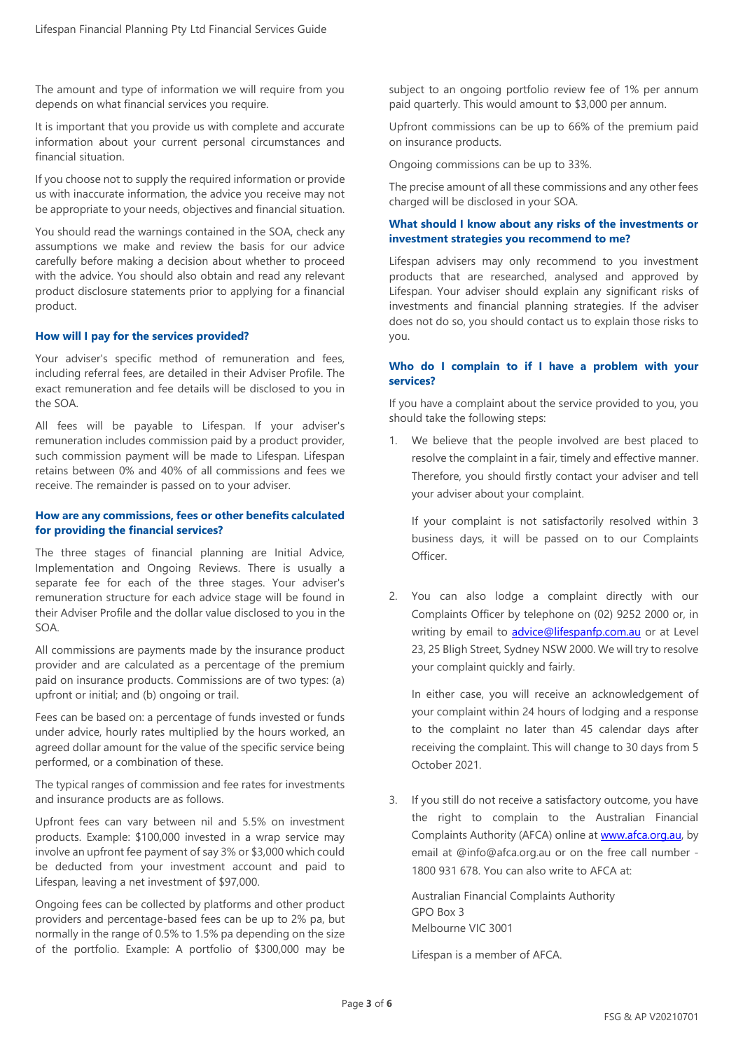The amount and type of information we will require from you depends on what financial services you require.

It is important that you provide us with complete and accurate information about your current personal circumstances and financial situation.

If you choose not to supply the required information or provide us with inaccurate information, the advice you receive may not be appropriate to your needs, objectives and financial situation.

You should read the warnings contained in the SOA, check any assumptions we make and review the basis for our advice carefully before making a decision about whether to proceed with the advice. You should also obtain and read any relevant product disclosure statements prior to applying for a financial product.

### How will I pay for the services provided?

Your adviser's specific method of remuneration and fees, including referral fees, are detailed in their Adviser Profile. The exact remuneration and fee details will be disclosed to you in the SOA.

All fees will be payable to Lifespan. If your adviser's remuneration includes commission paid by a product provider, such commission payment will be made to Lifespan. Lifespan retains between 0% and 40% of all commissions and fees we receive. The remainder is passed on to your adviser.

### How are any commissions, fees or other benefits calculated for providing the financial services?

The three stages of financial planning are Initial Advice, Implementation and Ongoing Reviews. There is usually a separate fee for each of the three stages. Your adviser's remuneration structure for each advice stage will be found in their Adviser Profile and the dollar value disclosed to you in the SOA.

All commissions are payments made by the insurance product provider and are calculated as a percentage of the premium paid on insurance products. Commissions are of two types: (a) upfront or initial; and (b) ongoing or trail.

Fees can be based on: a percentage of funds invested or funds under advice, hourly rates multiplied by the hours worked, an agreed dollar amount for the value of the specific service being performed, or a combination of these.

The typical ranges of commission and fee rates for investments and insurance products are as follows.

Upfront fees can vary between nil and 5.5% on investment products. Example: $100,000 invested in a wrap service may involve an upfront fee payment of say 3% or $3,000 which could be deducted from your investment account and paid to Lifespan, leaving a net investment of $97,000.

Ongoing fees can be collected by platforms and other product providers and percentage-based fees can be up to 2% pa, but normally in the range of 0.5% to 1.5% pa depending on the size of the portfolio. Example: A portfolio of $300,000 may be subject to an ongoing portfolio review fee of 1% per annum paid quarterly. This would amount to $3,000 per annum.

Upfront commissions can be up to 66% of the premium paid on insurance products.

Ongoing commissions can be up to 33%.

The precise amount of all these commissions and any other fees charged will be disclosed in your SOA.

### What should I know about any risks of the investments or investment strategies you recommend to me?

Lifespan advisers may only recommend to you investment products that are researched, analysed and approved by Lifespan. Your adviser should explain any significant risks of investments and financial planning strategies. If the adviser does not do so, you should contact us to explain those risks to you.

### Who do I complain to if I have a problem with your services?

If you have a complaint about the service provided to you, you should take the following steps:

1. We believe that the people involved are best placed to resolve the complaint in a fair, timely and effective manner. Therefore, you should firstly contact your adviser and tell your adviser about your complaint.

   If your complaint is not satisfactorily resolved within 3 business days, it will be passed on to our Complaints Officer.

2. You can also lodge a complaint directly with our Complaints Officer by telephone on (02) 9252 2000 or, in writing by email to advice@lifespanfp.com.au or at Level 23, 25 Bligh Street, Sydney NSW 2000. We will try to resolve your complaint quickly and fairly.

   In either case, you will receive an acknowledgement of your complaint within 24 hours of lodging and a response to the complaint no later than 45 calendar days after receiving the complaint. This will change to 30 days from 5 October 2021.

3. If you still do not receive a satisfactory outcome, you have the right to complain to the Australian Financial Complaints Authority (AFCA) online at www.afca.org.au, by email at @info@afca.org.au or on the free call number - 1800 931 678. You can also write to AFCA at:

   Australian Financial Complaints Authority
   GPO Box 3
   Melbourne VIC 3001

   Lifespan is a member of AFCA.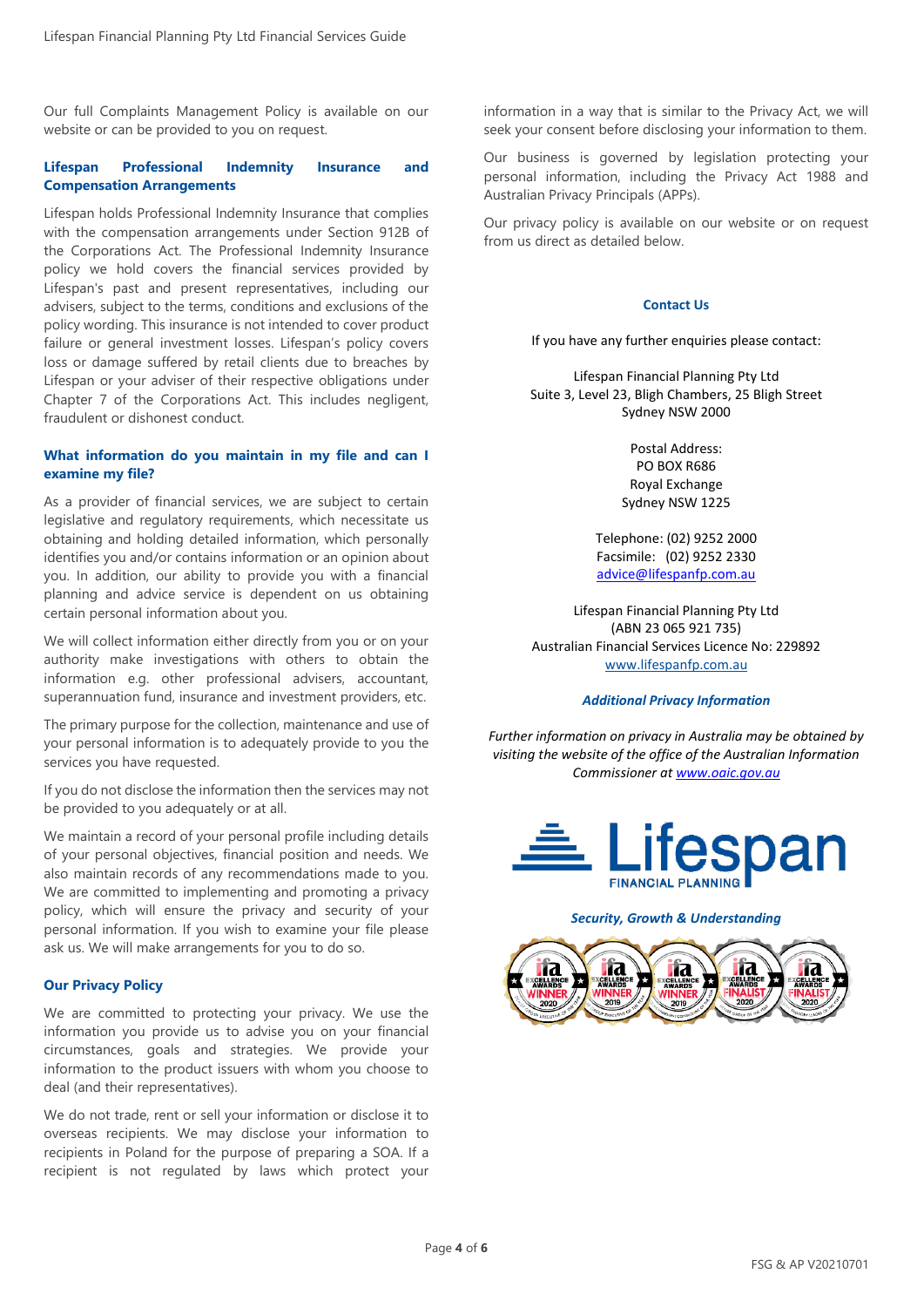Our full Complaints Management Policy is available on our website or can be provided to you on request.

### Lifespan Professional Indemnity Insurance and Compensation Arrangements

Lifespan holds Professional Indemnity Insurance that complies with the compensation arrangements under Section 912B of the Corporations Act. The Professional Indemnity Insurance policy we hold covers the financial services provided by Lifespan's past and present representatives, including our advisers, subject to the terms, conditions and exclusions of the policy wording. This insurance is not intended to cover product failure or general investment losses. Lifespan's policy covers loss or damage suffered by retail clients due to breaches by Lifespan or your adviser of their respective obligations under Chapter 7 of the Corporations Act. This includes negligent, fraudulent or dishonest conduct.

### What information do you maintain in my file and can I examine my file?

As a provider of financial services, we are subject to certain legislative and regulatory requirements, which necessitate us obtaining and holding detailed information, which personally identifies you and/or contains information or an opinion about you. In addition, our ability to provide you with a financial planning and advice service is dependent on us obtaining certain personal information about you.

We will collect information either directly from you or on your authority make investigations with others to obtain the information e.g. other professional advisers, accountant, superannuation fund, insurance and investment providers, etc.

The primary purpose for the collection, maintenance and use of your personal information is to adequately provide to you the services you have requested.

If you do not disclose the information then the services may not be provided to you adequately or at all.

We maintain a record of your personal profile including details of your personal objectives, financial position and needs. We also maintain records of any recommendations made to you. We are committed to implementing and promoting a privacy policy, which will ensure the privacy and security of your personal information. If you wish to examine your file please ask us. We will make arrangements for you to do so.

### Our Privacy Policy

We are committed to protecting your privacy. We use the information you provide us to advise you on your financial circumstances, goals and strategies. We provide your information to the product issuers with whom you choose to deal (and their representatives).

We do not trade, rent or sell your information or disclose it to overseas recipients. We may disclose your information to recipients in Poland for the purpose of preparing a SOA. If a recipient is not regulated by laws which protect your information in a way that is similar to the Privacy Act, we will seek your consent before disclosing your information to them.

Our business is governed by legislation protecting your personal information, including the Privacy Act 1988 and Australian Privacy Principals (APPs).

Our privacy policy is available on our website or on request from us direct as detailed below.

### Contact Us

If you have any further enquiries please contact:

Lifespan Financial Planning Pty Ltd
Suite 3, Level 23, Bligh Chambers, 25 Bligh Street
Sydney NSW 2000

Postal Address:
PO BOX R686
Royal Exchange
Sydney NSW 1225

Telephone: (02) 9252 2000
Facsimile: (02) 9252 2330
advice@lifespanfp.com.au

Lifespan Financial Planning Pty Ltd
(ABN 23 065 921 735)
Australian Financial Services Licence No: 229892
www.lifespanfp.com.au

### *Additional Privacy Information*

*Further information on privacy in Australia may be obtained by visiting the website of the office of the Australian Information Commissioner at www.oaic.gov.au*

Lifespan FINANCIAL PLANNING

*Security, Growth & Understanding*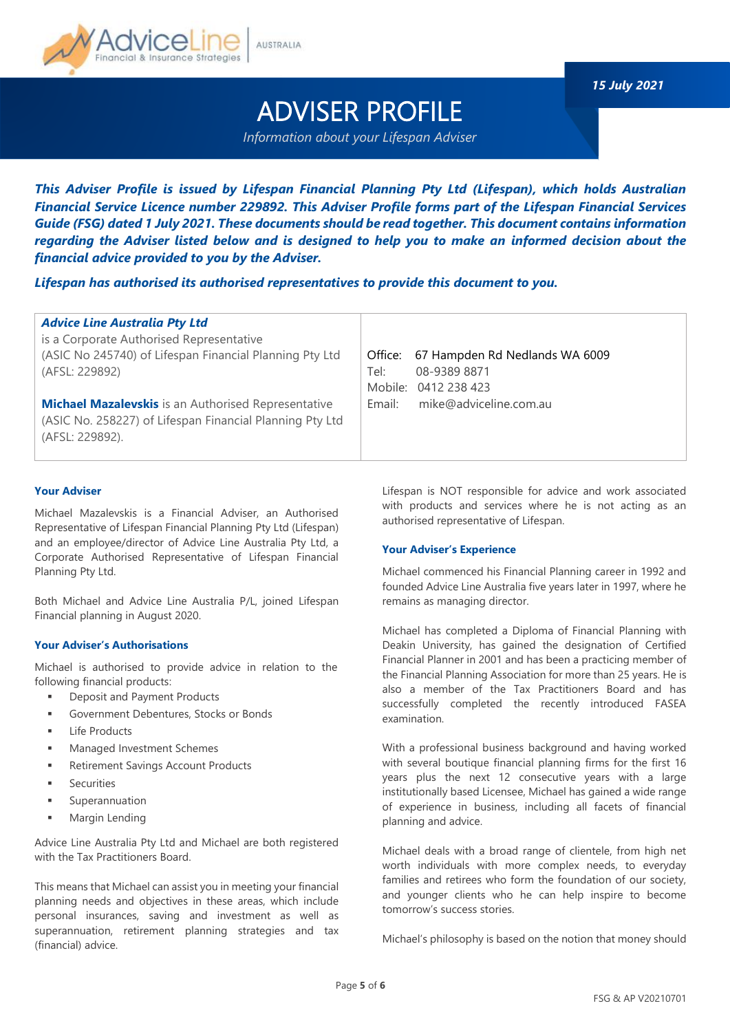15 July 2021

# ADVISER PROFILE

*Information about your Lifespan Adviser*

***This Adviser Profile is issued by Lifespan Financial Planning Pty Ltd (Lifespan), which holds Australian Financial Service Licence number 229892. This Adviser Profile forms part of the Lifespan Financial Services Guide (FSG) dated 1 July 2021. These documents should be read together. This document contains information regarding the Adviser listed below and is designed to help you to make an informed decision about the financial advice provided to you by the Adviser.***

***Lifespan has authorised its authorised representatives to provide this document to you.***

| | |
|---|---|
| ***Advice Line Australia Pty Ltd*** is a Corporate Authorised Representative (ASIC No 245740) of Lifespan Financial Planning Pty Ltd (AFSL: 229892)<br><br>**Michael Mazalevskis** is an Authorised Representative (ASIC No. 258227) of Lifespan Financial Planning Pty Ltd (AFSL: 229892). | Office: 67 Hampden Rd Nedlands WA 6009<br>Tel: 08-9389 8871<br>Mobile: 0412 238 423<br>Email: mike@adviceline.com.au |

### Your Adviser

Michael Mazalevskis is a Financial Adviser, an Authorised Representative of Lifespan Financial Planning Pty Ltd (Lifespan) and an employee/director of Advice Line Australia Pty Ltd, a Corporate Authorised Representative of Lifespan Financial Planning Pty Ltd.

Both Michael and Advice Line Australia P/L, joined Lifespan Financial planning in August 2020.

### Your Adviser's Authorisations

Michael is authorised to provide advice in relation to the following financial products:

- Deposit and Payment Products
- Government Debentures, Stocks or Bonds
- Life Products
- Managed Investment Schemes
- Retirement Savings Account Products
- Securities
- Superannuation
- Margin Lending

Advice Line Australia Pty Ltd and Michael are both registered with the Tax Practitioners Board.

This means that Michael can assist you in meeting your financial planning needs and objectives in these areas, which include personal insurances, saving and investment as well as superannuation, retirement planning strategies and tax (financial) advice.

Lifespan is NOT responsible for advice and work associated with products and services where he is not acting as an authorised representative of Lifespan.

### Your Adviser's Experience

Michael commenced his Financial Planning career in 1992 and founded Advice Line Australia five years later in 1997, where he remains as managing director.

Michael has completed a Diploma of Financial Planning with Deakin University, has gained the designation of Certified Financial Planner in 2001 and has been a practicing member of the Financial Planning Association for more than 25 years. He is also a member of the Tax Practitioners Board and has successfully completed the recently introduced FASEA examination.

With a professional business background and having worked with several boutique financial planning firms for the first 16 years plus the next 12 consecutive years with a large institutionally based Licensee, Michael has gained a wide range of experience in business, including all facets of financial planning and advice.

Michael deals with a broad range of clientele, from high net worth individuals with more complex needs, to everyday families and retirees who form the foundation of our society, and younger clients who he can help inspire to become tomorrow's success stories.

Michael's philosophy is based on the notion that money should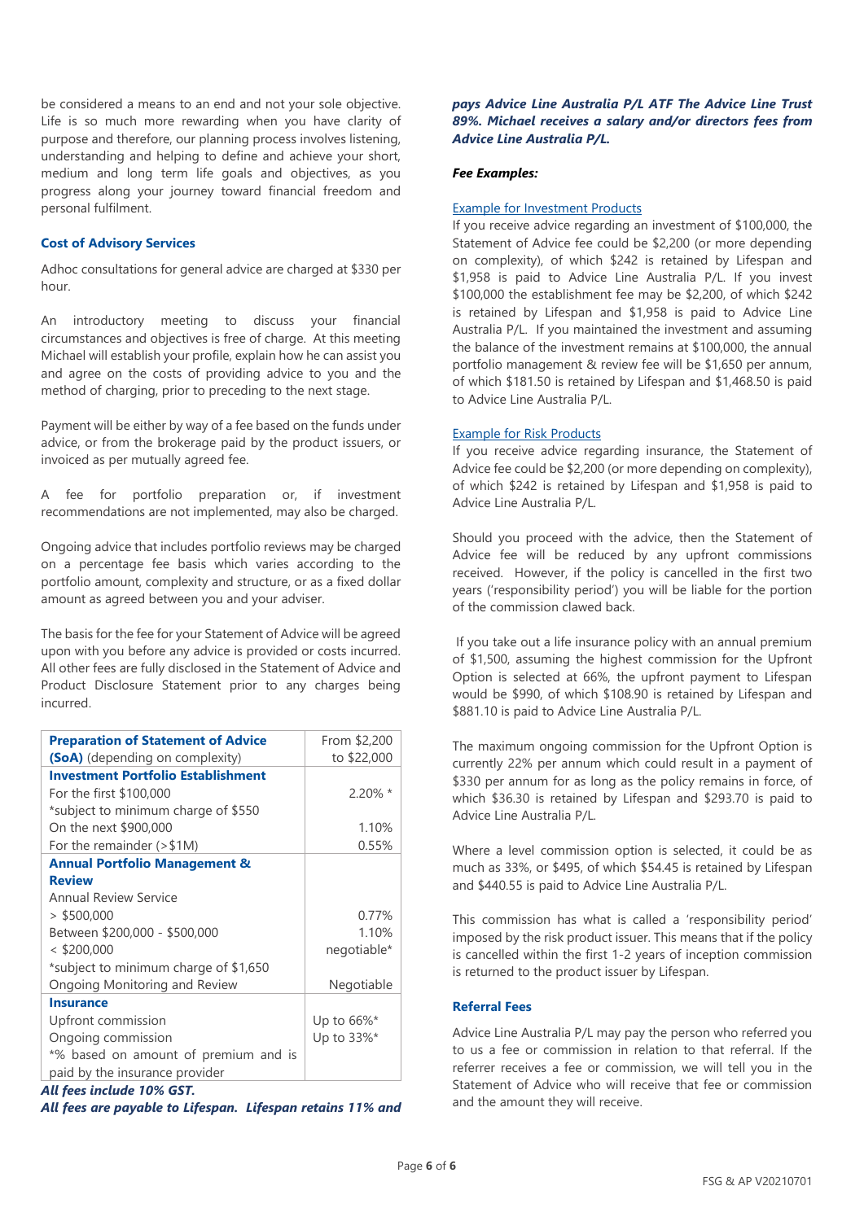be considered a means to an end and not your sole objective. Life is so much more rewarding when you have clarity of purpose and therefore, our planning process involves listening, understanding and helping to define and achieve your short, medium and long term life goals and objectives, as you progress along your journey toward financial freedom and personal fulfilment.

### Cost of Advisory Services

Adhoc consultations for general advice are charged at $330 per hour.

An introductory meeting to discuss your financial circumstances and objectives is free of charge. At this meeting Michael will establish your profile, explain how he can assist you and agree on the costs of providing advice to you and the method of charging, prior to preceding to the next stage.

Payment will be either by way of a fee based on the funds under advice, or from the brokerage paid by the product issuers, or invoiced as per mutually agreed fee.

A fee for portfolio preparation or, if investment recommendations are not implemented, may also be charged.

Ongoing advice that includes portfolio reviews may be charged on a percentage fee basis which varies according to the portfolio amount, complexity and structure, or as a fixed dollar amount as agreed between you and your adviser.

The basis for the fee for your Statement of Advice will be agreed upon with you before any advice is provided or costs incurred. All other fees are fully disclosed in the Statement of Advice and Product Disclosure Statement prior to any charges being incurred.

| | |
|---|---|
| **Preparation of Statement of Advice (SoA)** (depending on complexity) | From $2,200 to $22,000 |
| **Investment Portfolio Establishment** | |
| For the first $100,000 | 2.20% * |
| *subject to minimum charge of $550 | |
| On the next $900,000 | 1.10% |
| For the remainder (>$1M) | 0.55% |
| **Annual Portfolio Management & Review** | |
| Annual Review Service | |
| > $500,000 | 0.77% |
| Between $200,000 - $500,000 | 1.10% |
| < $200,000 | negotiable* |
| *subject to minimum charge of $1,650 | |
| Ongoing Monitoring and Review | Negotiable |
| **Insurance** | |
| Upfront commission | Up to 66%* |
| Ongoing commission | Up to 33%* |
| *% based on amount of premium and is paid by the insurance provider | |

***All fees include 10% GST.***

***All fees are payable to Lifespan. Lifespan retains 11% and pays Advice Line Australia P/L ATF The Advice Line Trust 89%. Michael receives a salary and/or directors fees from Advice Line Australia P/L.***

***Fee Examples:***

Example for Investment Products

If you receive advice regarding an investment of $100,000, the Statement of Advice fee could be $2,200 (or more depending on complexity), of which $242 is retained by Lifespan and $1,958 is paid to Advice Line Australia P/L. If you invest $100,000 the establishment fee may be $2,200, of which $242 is retained by Lifespan and $1,958 is paid to Advice Line Australia P/L. If you maintained the investment and assuming the balance of the investment remains at $100,000, the annual portfolio management & review fee will be $1,650 per annum, of which $181.50 is retained by Lifespan and $1,468.50 is paid to Advice Line Australia P/L.

Example for Risk Products

If you receive advice regarding insurance, the Statement of Advice fee could be $2,200 (or more depending on complexity), of which $242 is retained by Lifespan and $1,958 is paid to Advice Line Australia P/L.

Should you proceed with the advice, then the Statement of Advice fee will be reduced by any upfront commissions received. However, if the policy is cancelled in the first two years ('responsibility period') you will be liable for the portion of the commission clawed back.

If you take out a life insurance policy with an annual premium of $1,500, assuming the highest commission for the Upfront Option is selected at 66%, the upfront payment to Lifespan would be $990, of which $108.90 is retained by Lifespan and $881.10 is paid to Advice Line Australia P/L.

The maximum ongoing commission for the Upfront Option is currently 22% per annum which could result in a payment of $330 per annum for as long as the policy remains in force, of which $36.30 is retained by Lifespan and $293.70 is paid to Advice Line Australia P/L.

Where a level commission option is selected, it could be as much as 33%, or $495, of which $54.45 is retained by Lifespan and $440.55 is paid to Advice Line Australia P/L.

This commission has what is called a 'responsibility period' imposed by the risk product issuer. This means that if the policy is cancelled within the first 1-2 years of inception commission is returned to the product issuer by Lifespan.

### Referral Fees

Advice Line Australia P/L may pay the person who referred you to us a fee or commission in relation to that referral. If the referrer receives a fee or commission, we will tell you in the Statement of Advice who will receive that fee or commission and the amount they will receive.